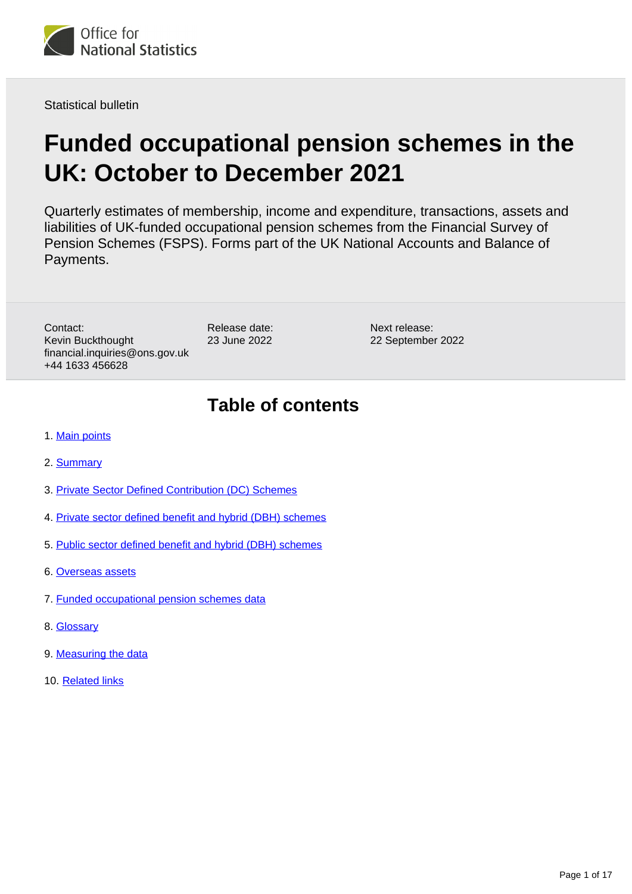Statistical bulletin

# Funded occupational pension schemes in the UK: October to December 2021

Quarterly estimates of membership, income and expenditure, transactions, assets and liabilities of UK-funded occupational pension schemes from the Financial Survey of Pension Schemes (FSPS). Forms part of the UK National Accounts and Balance of Payments.

Contact:
Kevin Buckthought
financial.inquiries@ons.gov.uk
+44 1633 456628

Release date:
23 June 2022

Next release:
22 September 2022

## Table of contents

1. Main points
2. Summary
3. Private Sector Defined Contribution (DC) Schemes
4. Private sector defined benefit and hybrid (DBH) schemes
5. Public sector defined benefit and hybrid (DBH) schemes
6. Overseas assets
7. Funded occupational pension schemes data
8. Glossary
9. Measuring the data
10. Related links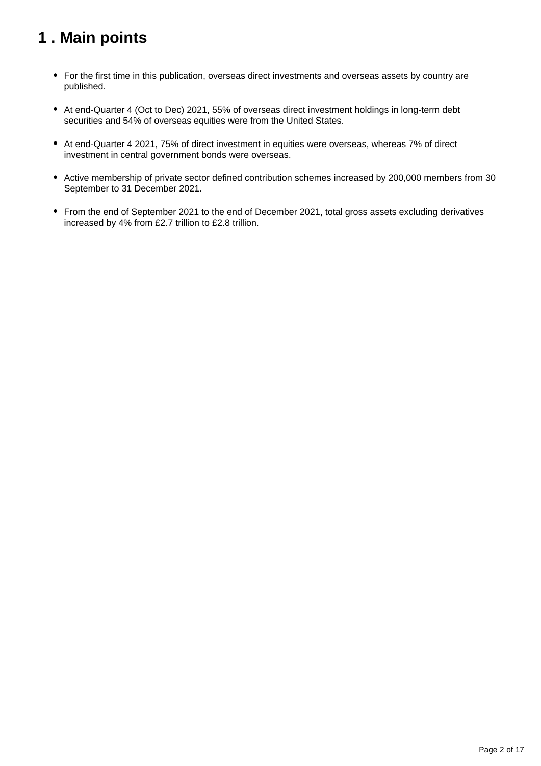# 1 . Main points

- For the first time in this publication, overseas direct investments and overseas assets by country are published.
- At end-Quarter 4 (Oct to Dec) 2021, 55% of overseas direct investment holdings in long-term debt securities and 54% of overseas equities were from the United States.
- At end-Quarter 4 2021, 75% of direct investment in equities were overseas, whereas 7% of direct investment in central government bonds were overseas.
- Active membership of private sector defined contribution schemes increased by 200,000 members from 30 September to 31 December 2021.
- From the end of September 2021 to the end of December 2021, total gross assets excluding derivatives increased by 4% from £2.7 trillion to £2.8 trillion.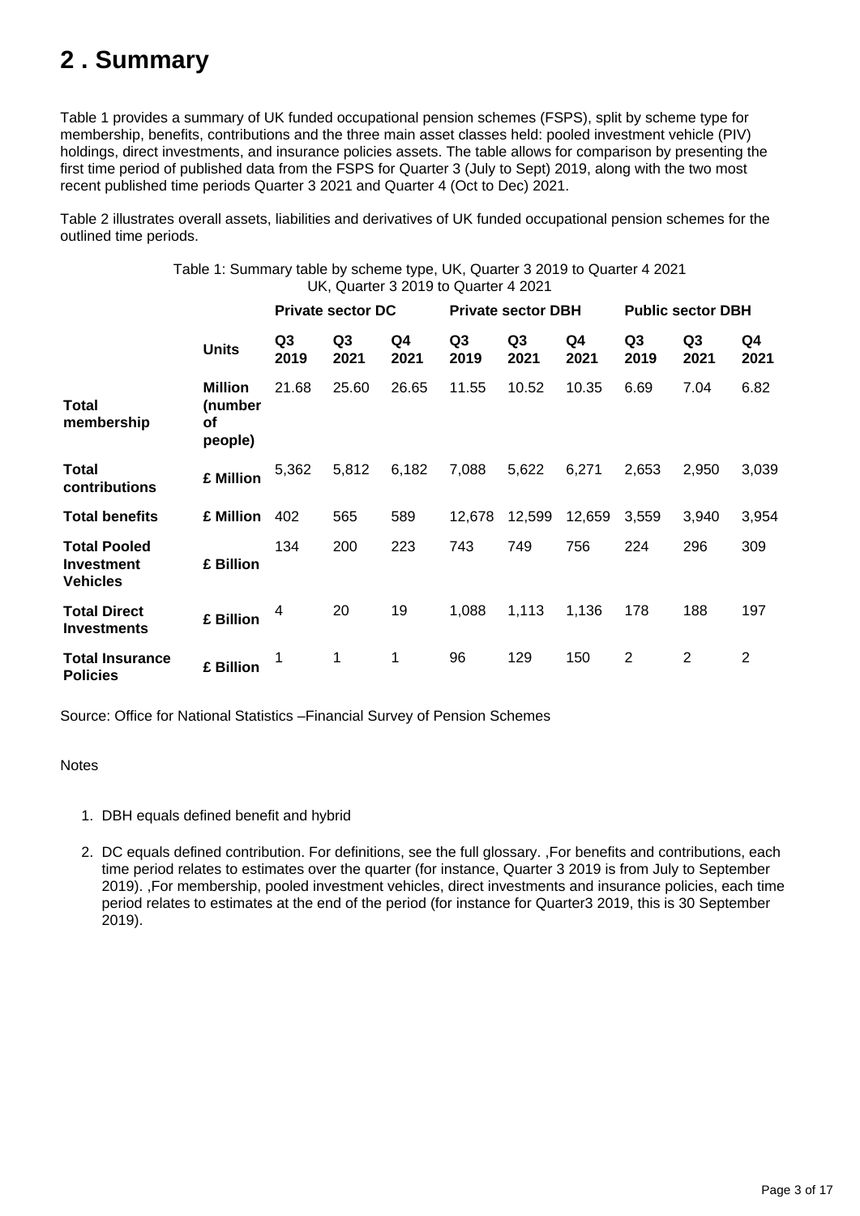# 2 . Summary

Table 1 provides a summary of UK funded occupational pension schemes (FSPS), split by scheme type for membership, benefits, contributions and the three main asset classes held: pooled investment vehicle (PIV) holdings, direct investments, and insurance policies assets. The table allows for comparison by presenting the first time period of published data from the FSPS for Quarter 3 (July to Sept) 2019, along with the two most recent published time periods Quarter 3 2021 and Quarter 4 (Oct to Dec) 2021.

Table 2 illustrates overall assets, liabilities and derivatives of UK funded occupational pension schemes for the outlined time periods.

Table 1: Summary table by scheme type, UK, Quarter 3 2019 to Quarter 4 2021
UK, Quarter 3 2019 to Quarter 4 2021

| | | **Private sector DC** | | | **Private sector DBH** | | | **Public sector DBH** | | |
|---|---|---|---|---|---|---|---|---|---|---|
| | **Units** | **Q3 2019** | **Q3 2021** | **Q4 2021** | **Q3 2019** | **Q3 2021** | **Q4 2021** | **Q3 2019** | **Q3 2021** | **Q4 2021** |
| **Total membership** | **Million (number of people)** | 21.68 | 25.60 | 26.65 | 11.55 | 10.52 | 10.35 | 6.69 | 7.04 | 6.82 |
| **Total contributions** | **£ Million** | 5,362 | 5,812 | 6,182 | 7,088 | 5,622 | 6,271 | 2,653 | 2,950 | 3,039 |
| **Total benefits** | **£ Million** | 402 | 565 | 589 | 12,678 | 12,599 | 12,659 | 3,559 | 3,940 | 3,954 |
| **Total Pooled Investment Vehicles** | **£ Billion** | 134 | 200 | 223 | 743 | 749 | 756 | 224 | 296 | 309 |
| **Total Direct Investments** | **£ Billion** | 4 | 20 | 19 | 1,088 | 1,113 | 1,136 | 178 | 188 | 197 |
| **Total Insurance Policies** | **£ Billion** | 1 | 1 | 1 | 96 | 129 | 150 | 2 | 2 | 2 |

Source: Office for National Statistics –Financial Survey of Pension Schemes

Notes

1. DBH equals defined benefit and hybrid
2. DC equals defined contribution. For definitions, see the full glossary. ,For benefits and contributions, each time period relates to estimates over the quarter (for instance, Quarter 3 2019 is from July to September 2019). ,For membership, pooled investment vehicles, direct investments and insurance policies, each time period relates to estimates at the end of the period (for instance for Quarter3 2019, this is 30 September 2019).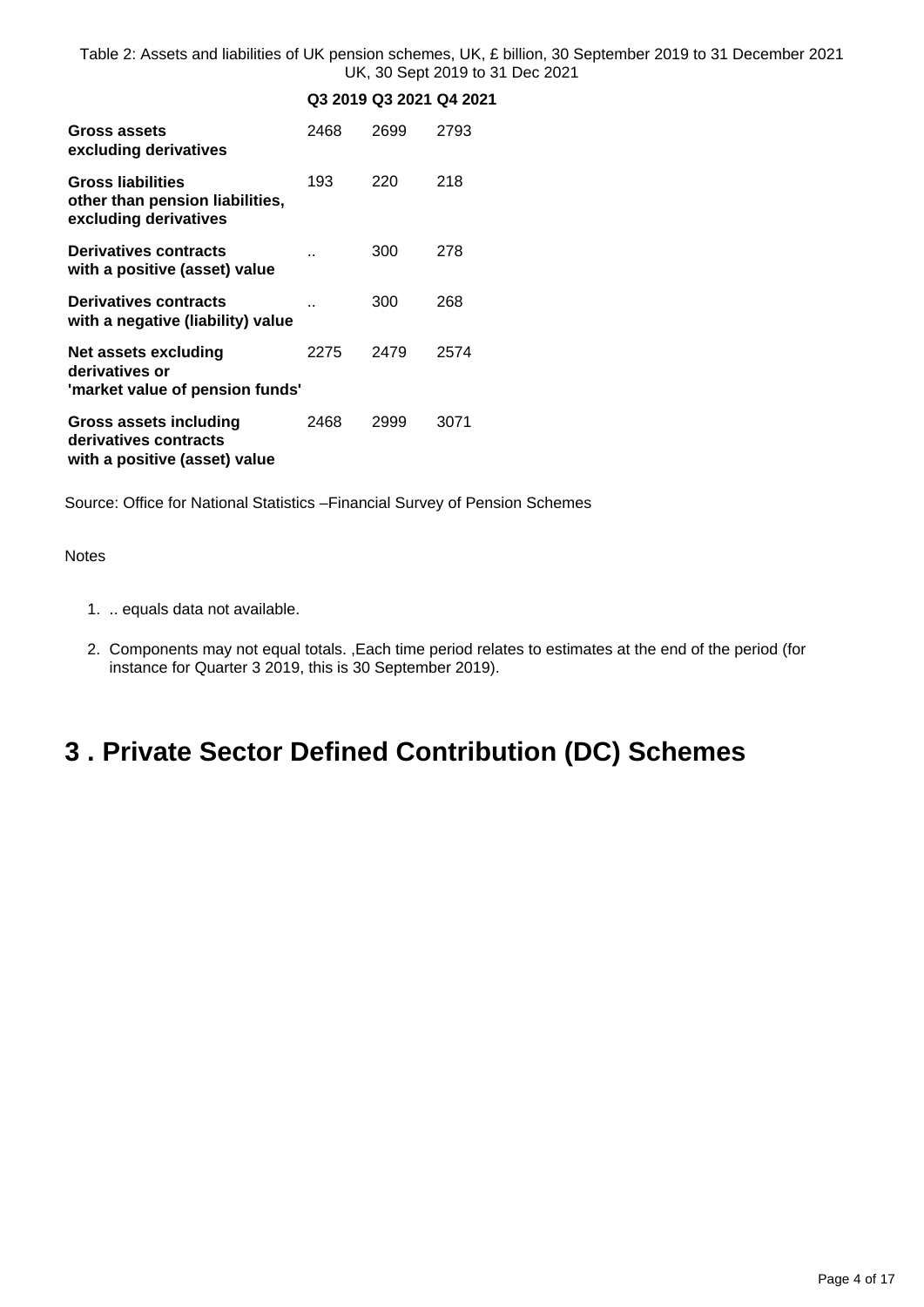Table 2: Assets and liabilities of UK pension schemes, UK, £ billion, 30 September 2019 to 31 December 2021
UK, 30 Sept 2019 to 31 Dec 2021

| | Q3 2019 | Q3 2021 | Q4 2021 |
|---|---|---|---|
| **Gross assets excluding derivatives** | 2468 | 2699 | 2793 |
| **Gross liabilities other than pension liabilities, excluding derivatives** | 193 | 220 | 218 |
| **Derivatives contracts with a positive (asset) value** | .. | 300 | 278 |
| **Derivatives contracts with a negative (liability) value** | .. | 300 | 268 |
| **Net assets excluding derivatives or 'market value of pension funds'** | 2275 | 2479 | 2574 |
| **Gross assets including derivatives contracts with a positive (asset) value** | 2468 | 2999 | 3071 |

Source: Office for National Statistics –Financial Survey of Pension Schemes

Notes

1. .. equals data not available.
2. Components may not equal totals. ,Each time period relates to estimates at the end of the period (for instance for Quarter 3 2019, this is 30 September 2019).

# 3 . Private Sector Defined Contribution (DC) Schemes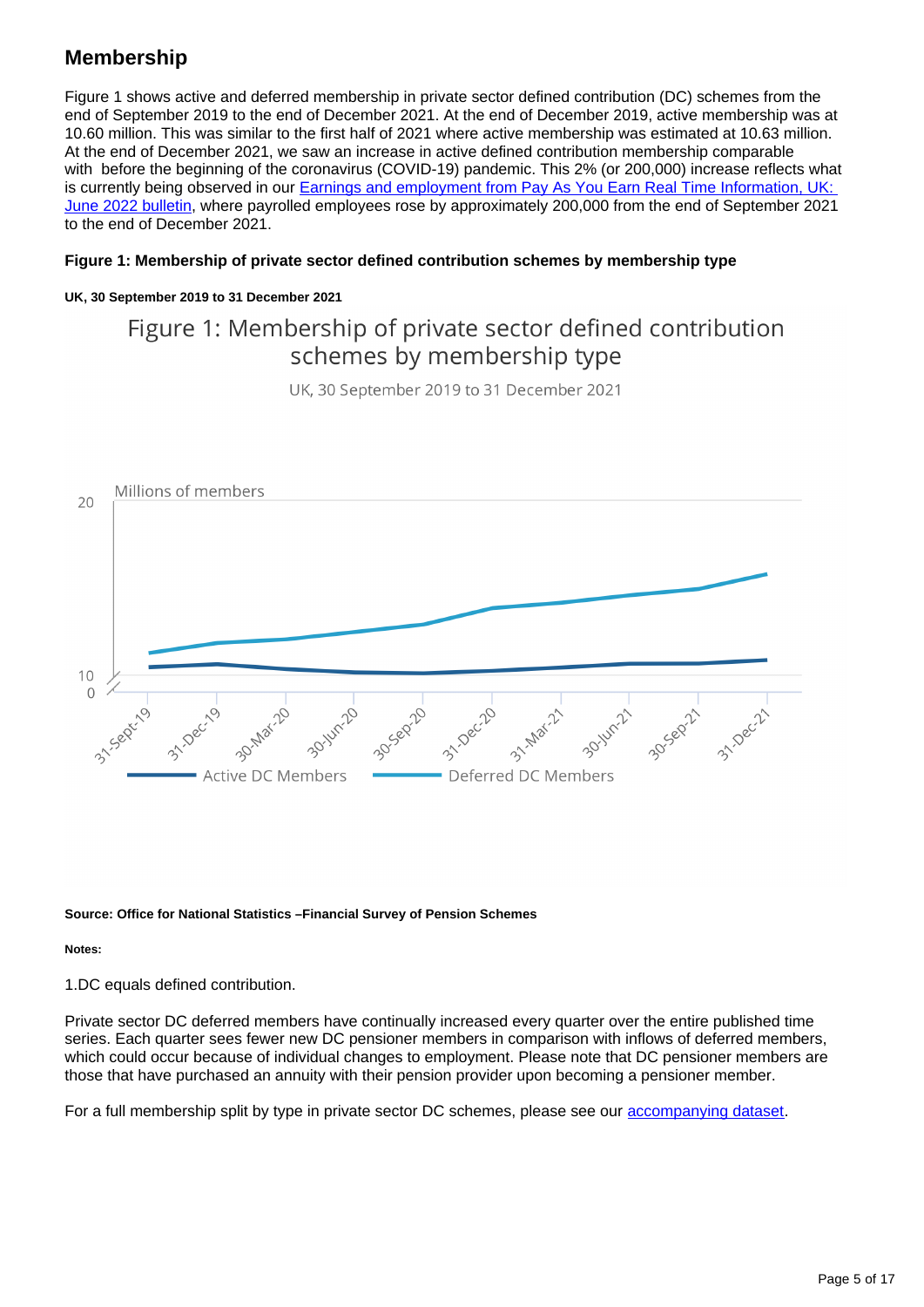## Membership

Figure 1 shows active and deferred membership in private sector defined contribution (DC) schemes from the end of September 2019 to the end of December 2021. At the end of December 2019, active membership was at 10.60 million. This was similar to the first half of 2021 where active membership was estimated at 10.63 million. At the end of December 2021, we saw an increase in active defined contribution membership comparable with before the beginning of the coronavirus (COVID-19) pandemic. This 2% (or 200,000) increase reflects what is currently being observed in our [Earnings and employment from Pay As You Earn Real Time Information, UK: June 2022 bulletin](), where payrolled employees rose by approximately 200,000 from the end of September 2021 to the end of December 2021.

**Figure 1: Membership of private sector defined contribution schemes by membership type**

**UK, 30 September 2019 to 31 December 2021**

Figure 1: Membership of private sector defined contribution schemes by membership type

UK, 30 September 2019 to 31 December 2021

Millions of members

Active DC Members    Deferred DC Members

**Source: Office for National Statistics –Financial Survey of Pension Schemes**

**Notes:**

1.DC equals defined contribution.

Private sector DC deferred members have continually increased every quarter over the entire published time series. Each quarter sees fewer new DC pensioner members in comparison with inflows of deferred members, which could occur because of individual changes to employment. Please note that DC pensioner members are those that have purchased an annuity with their pension provider upon becoming a pensioner member.

For a full membership split by type in private sector DC schemes, please see our [accompanying dataset]().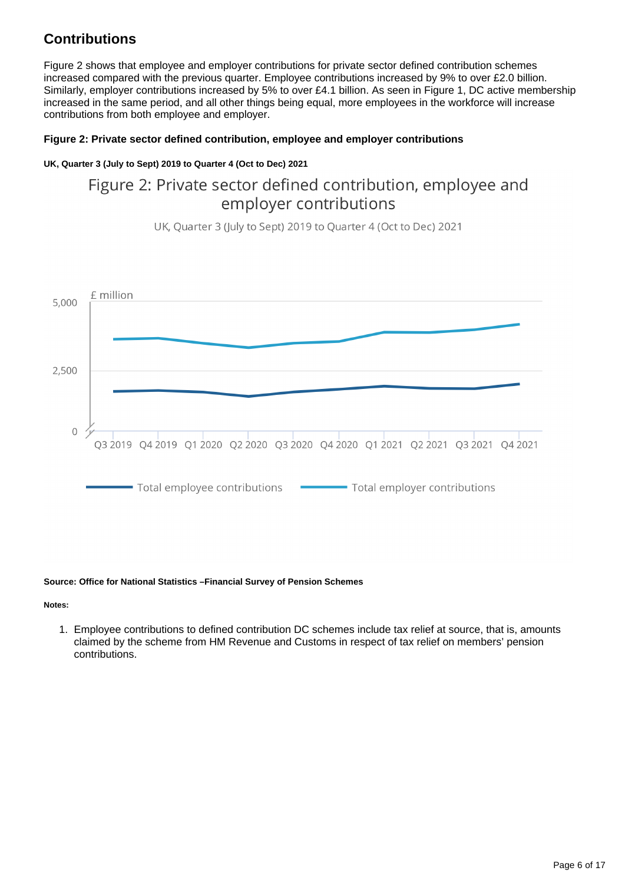## Contributions

Figure 2 shows that employee and employer contributions for private sector defined contribution schemes increased compared with the previous quarter. Employee contributions increased by 9% to over £2.0 billion. Similarly, employer contributions increased by 5% to over £4.1 billion. As seen in Figure 1, DC active membership increased in the same period, and all other things being equal, more employees in the workforce will increase contributions from both employee and employer.

**Figure 2: Private sector defined contribution, employee and employer contributions**

**UK, Quarter 3 (July to Sept) 2019 to Quarter 4 (Oct to Dec) 2021**

Figure 2: Private sector defined contribution, employee and employer contributions

UK, Quarter 3 (July to Sept) 2019 to Quarter 4 (Oct to Dec) 2021

£ million

5,000

2,500

0

Q3 2019 Q4 2019 Q1 2020 Q2 2020 Q3 2020 Q4 2020 Q1 2021 Q2 2021 Q3 2021 Q4 2021

Total employee contributions — Total employer contributions

**Source: Office for National Statistics –Financial Survey of Pension Schemes**

**Notes:**

1. Employee contributions to defined contribution DC schemes include tax relief at source, that is, amounts claimed by the scheme from HM Revenue and Customs in respect of tax relief on members' pension contributions.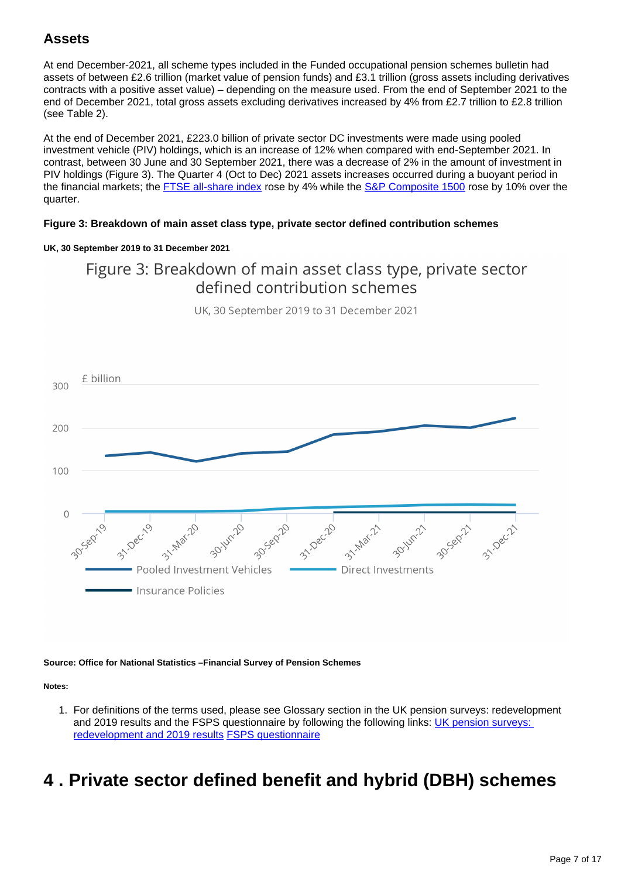## Assets

At end December-2021, all scheme types included in the Funded occupational pension schemes bulletin had assets of between £2.6 trillion (market value of pension funds) and £3.1 trillion (gross assets including derivatives contracts with a positive asset value) – depending on the measure used. From the end of September 2021 to the end of December 2021, total gross assets excluding derivatives increased by 4% from £2.7 trillion to £2.8 trillion (see Table 2).

At the end of December 2021, £223.0 billion of private sector DC investments were made using pooled investment vehicle (PIV) holdings, which is an increase of 12% when compared with end-September 2021. In contrast, between 30 June and 30 September 2021, there was a decrease of 2% in the amount of investment in PIV holdings (Figure 3). The Quarter 4 (Oct to Dec) 2021 assets increases occurred during a buoyant period in the financial markets; the [FTSE all-share index] rose by 4% while the [S&P Composite 1500] rose by 10% over the quarter.

**Figure 3: Breakdown of main asset class type, private sector defined contribution schemes**

**UK, 30 September 2019 to 31 December 2021**

**Source: Office for National Statistics –Financial Survey of Pension Schemes**

**Notes:**

1. For definitions of the terms used, please see Glossary section in the UK pension surveys: redevelopment and 2019 results and the FSPS questionnaire by following the following links: [UK pension surveys: redevelopment and 2019 results] [FSPS questionnaire]

# 4 . Private sector defined benefit and hybrid (DBH) schemes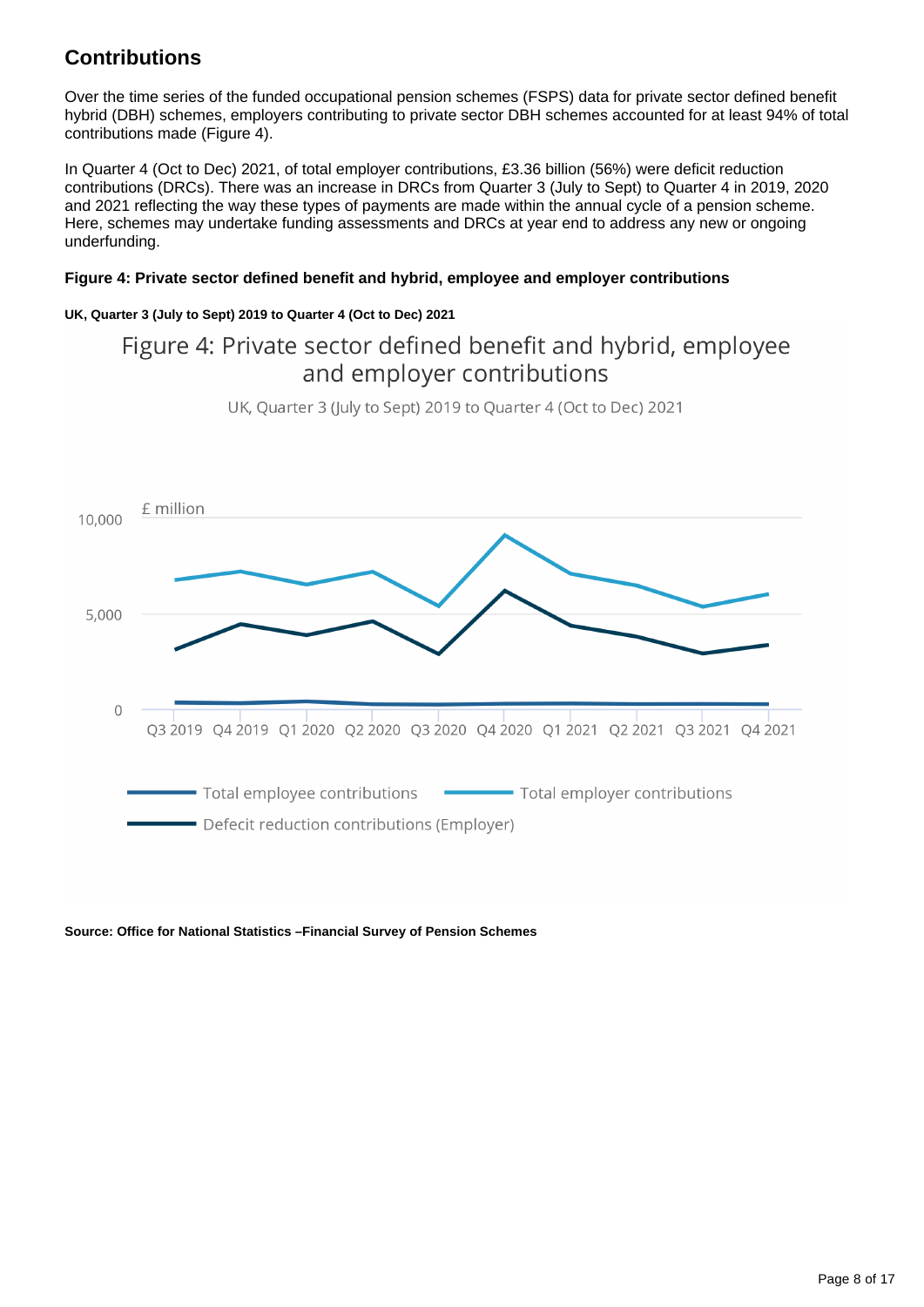## Contributions

Over the time series of the funded occupational pension schemes (FSPS) data for private sector defined benefit hybrid (DBH) schemes, employers contributing to private sector DBH schemes accounted for at least 94% of total contributions made (Figure 4).

In Quarter 4 (Oct to Dec) 2021, of total employer contributions, £3.36 billion (56%) were deficit reduction contributions (DRCs). There was an increase in DRCs from Quarter 3 (July to Sept) to Quarter 4 in 2019, 2020 and 2021 reflecting the way these types of payments are made within the annual cycle of a pension scheme. Here, schemes may undertake funding assessments and DRCs at year end to address any new or ongoing underfunding.

#### Figure 4: Private sector defined benefit and hybrid, employee and employer contributions

##### UK, Quarter 3 (July to Sept) 2019 to Quarter 4 (Oct to Dec) 2021

Figure 4: Private sector defined benefit and hybrid, employee and employer contributions

UK, Quarter 3 (July to Sept) 2019 to Quarter 4 (Oct to Dec) 2021

£ million

10,000

5,000

0

Q3 2019 Q4 2019 Q1 2020 Q2 2020 Q3 2020 Q4 2020 Q1 2021 Q2 2021 Q3 2021 Q4 2021

Total employee contributions — Total employer contributions — Defecit reduction contributions (Employer)

**Source: Office for National Statistics –Financial Survey of Pension Schemes**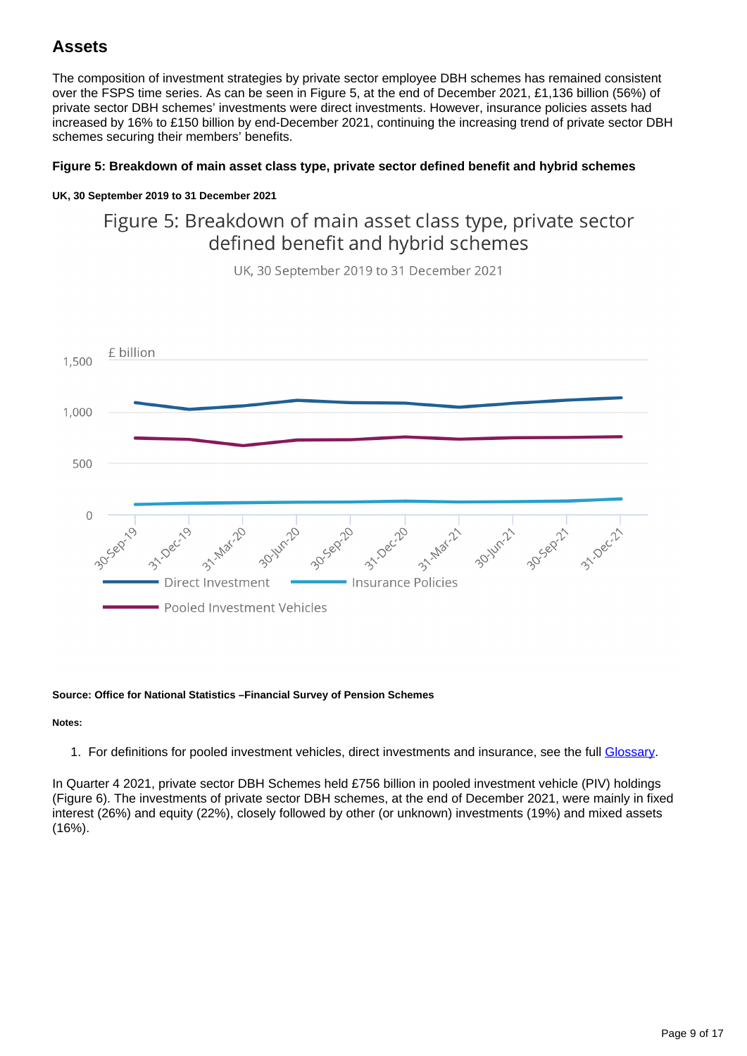## Assets

The composition of investment strategies by private sector employee DBH schemes has remained consistent over the FSPS time series. As can be seen in Figure 5, at the end of December 2021, £1,136 billion (56%) of private sector DBH schemes' investments were direct investments. However, insurance policies assets had increased by 16% to £150 billion by end-December 2021, continuing the increasing trend of private sector DBH schemes securing their members' benefits.

**Figure 5: Breakdown of main asset class type, private sector defined benefit and hybrid schemes**

**UK, 30 September 2019 to 31 December 2021**

**Source: Office for National Statistics –Financial Survey of Pension Schemes**

**Notes:**

1. For definitions for pooled investment vehicles, direct investments and insurance, see the full Glossary.

In Quarter 4 2021, private sector DBH Schemes held £756 billion in pooled investment vehicle (PIV) holdings (Figure 6). The investments of private sector DBH schemes, at the end of December 2021, were mainly in fixed interest (26%) and equity (22%), closely followed by other (or unknown) investments (19%) and mixed assets (16%).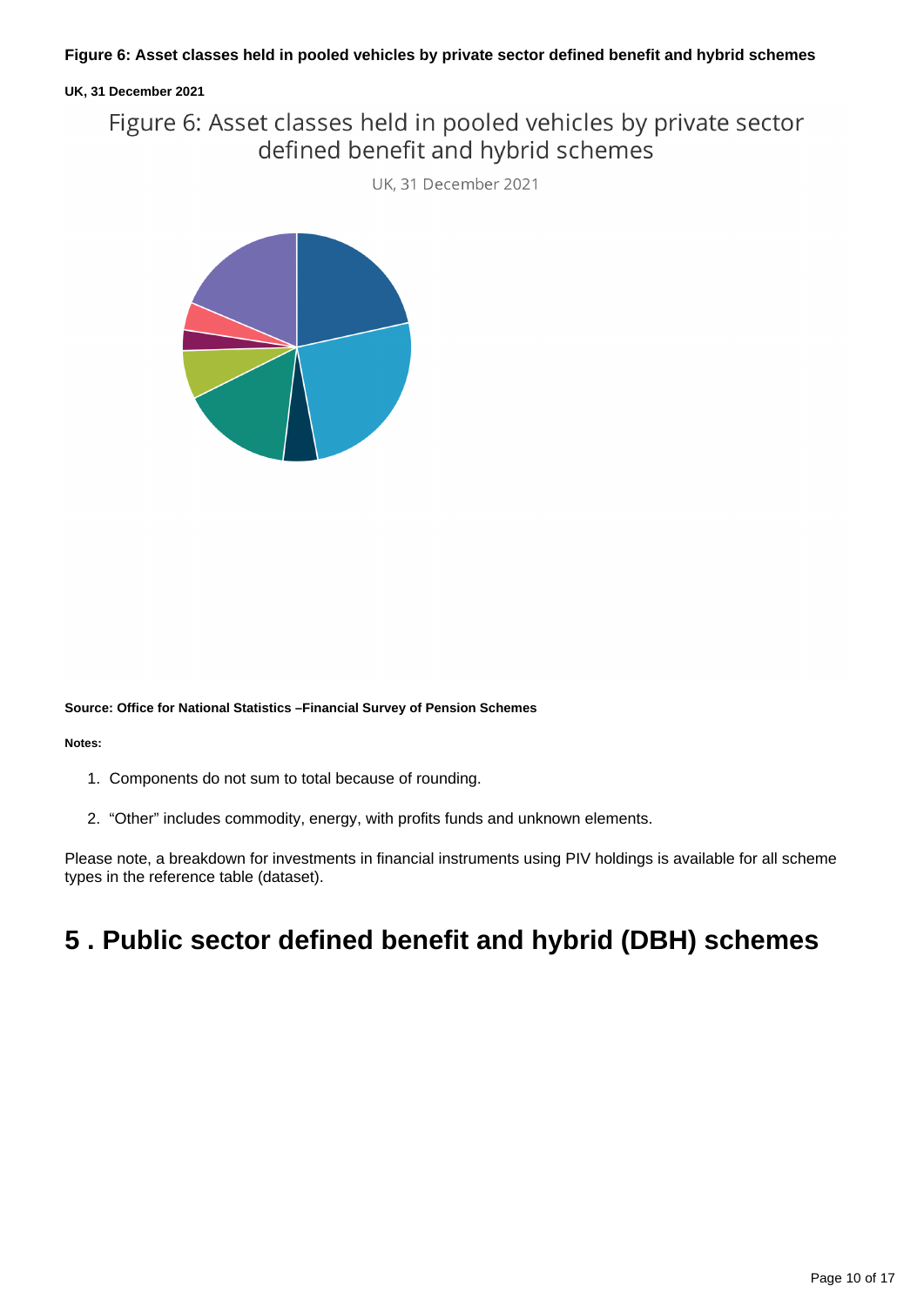**Figure 6: Asset classes held in pooled vehicles by private sector defined benefit and hybrid schemes**

**UK, 31 December 2021**

Figure 6: Asset classes held in pooled vehicles by private sector defined benefit and hybrid schemes

UK, 31 December 2021

**Source: Office for National Statistics –Financial Survey of Pension Schemes**

**Notes:**

1. Components do not sum to total because of rounding.
2. “Other” includes commodity, energy, with profits funds and unknown elements.

Please note, a breakdown for investments in financial instruments using PIV holdings is available for all scheme types in the reference table (dataset).

# 5 . Public sector defined benefit and hybrid (DBH) schemes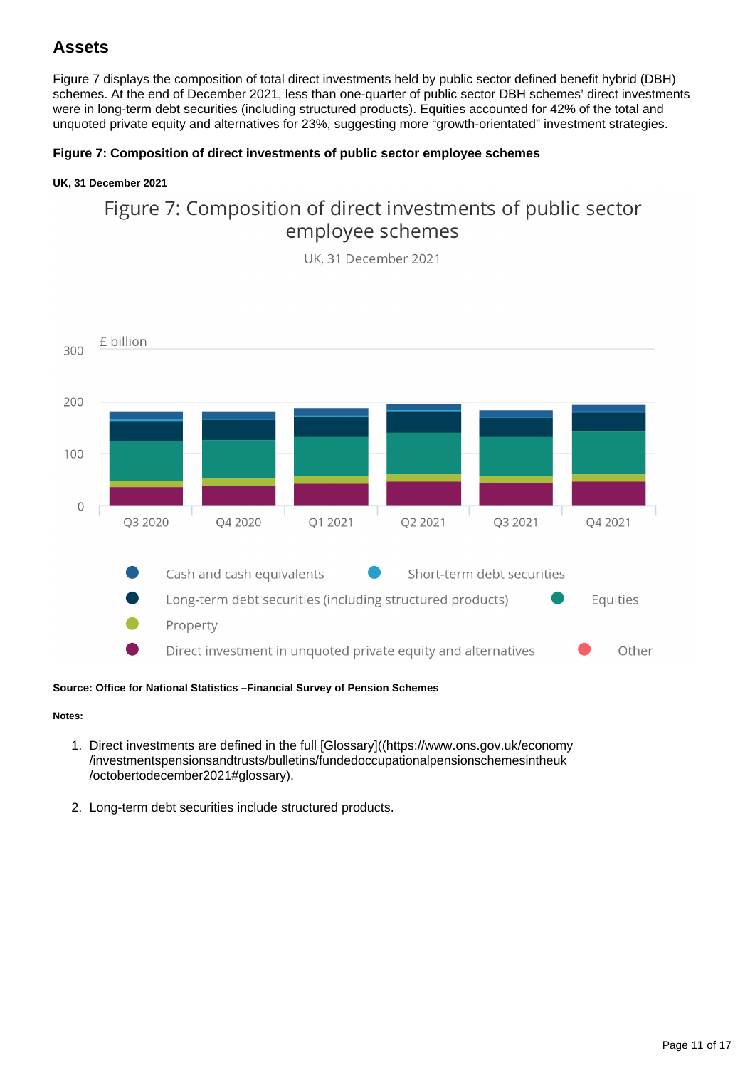## Assets

Figure 7 displays the composition of total direct investments held by public sector defined benefit hybrid (DBH) schemes. At the end of December 2021, less than one-quarter of public sector DBH schemes' direct investments were in long-term debt securities (including structured products). Equities accounted for 42% of the total and unquoted private equity and alternatives for 23%, suggesting more "growth-orientated" investment strategies.

**Figure 7: Composition of direct investments of public sector employee schemes**

**UK, 31 December 2021**

Figure 7: Composition of direct investments of public sector employee schemes

UK, 31 December 2021

£ billion

Q3 2020, Q4 2020, Q1 2021, Q2 2021, Q3 2021, Q4 2021

Cash and cash equivalents; Short-term debt securities; Long-term debt securities (including structured products); Equities; Property; Direct investment in unquoted private equity and alternatives; Other

**Source: Office for National Statistics –Financial Survey of Pension Schemes**

**Notes:**

1. Direct investments are defined in the full [Glossary]((https://www.ons.gov.uk/economy/investmentspensionsandtrusts/bulletins/fundedoccupationalpensionschemesintheuk/octobertodecember2021#glossary).

2. Long-term debt securities include structured products.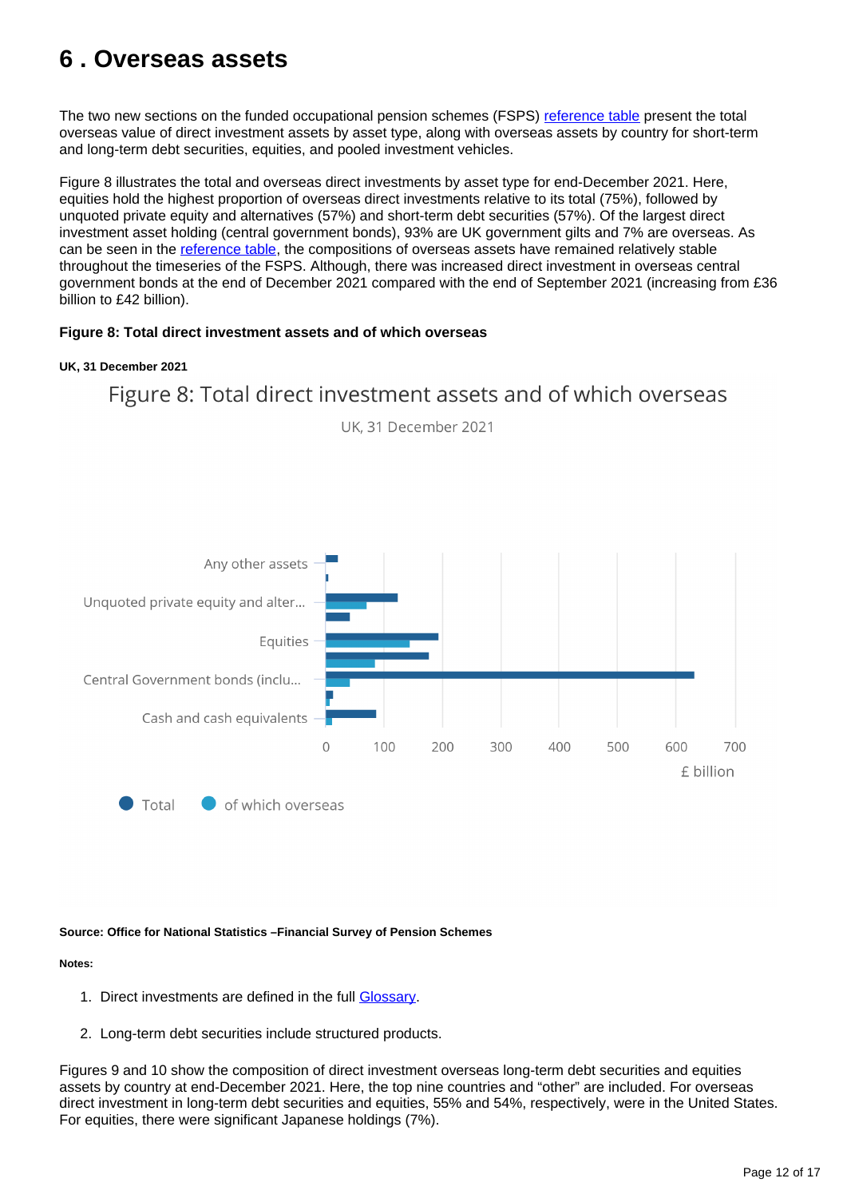# 6 . Overseas assets

The two new sections on the funded occupational pension schemes (FSPS) [reference table](#) present the total overseas value of direct investment assets by asset type, along with overseas assets by country for short-term and long-term debt securities, equities, and pooled investment vehicles.

Figure 8 illustrates the total and overseas direct investments by asset type for end-December 2021. Here, equities hold the highest proportion of overseas direct investments relative to its total (75%), followed by unquoted private equity and alternatives (57%) and short-term debt securities (57%). Of the largest direct investment asset holding (central government bonds), 93% are UK government gilts and 7% are overseas. As can be seen in the [reference table](#), the compositions of overseas assets have remained relatively stable throughout the timeseries of the FSPS. Although, there was increased direct investment in overseas central government bonds at the end of December 2021 compared with the end of September 2021 (increasing from £36 billion to £42 billion).

**Figure 8: Total direct investment assets and of which overseas**

**UK, 31 December 2021**

Figure 8: Total direct investment assets and of which overseas

UK, 31 December 2021

Any other assets

Unquoted private equity and alter...

Equities

Central Government bonds (inclu...

Cash and cash equivalents

0 100 200 300 400 500 600 700

£ billion

Total   of which overseas

**Source: Office for National Statistics –Financial Survey of Pension Schemes**

**Notes:**

1. Direct investments are defined in the full [Glossary](#).
2. Long-term debt securities include structured products.

Figures 9 and 10 show the composition of direct investment overseas long-term debt securities and equities assets by country at end-December 2021. Here, the top nine countries and "other" are included. For overseas direct investment in long-term debt securities and equities, 55% and 54%, respectively, were in the United States. For equities, there were significant Japanese holdings (7%).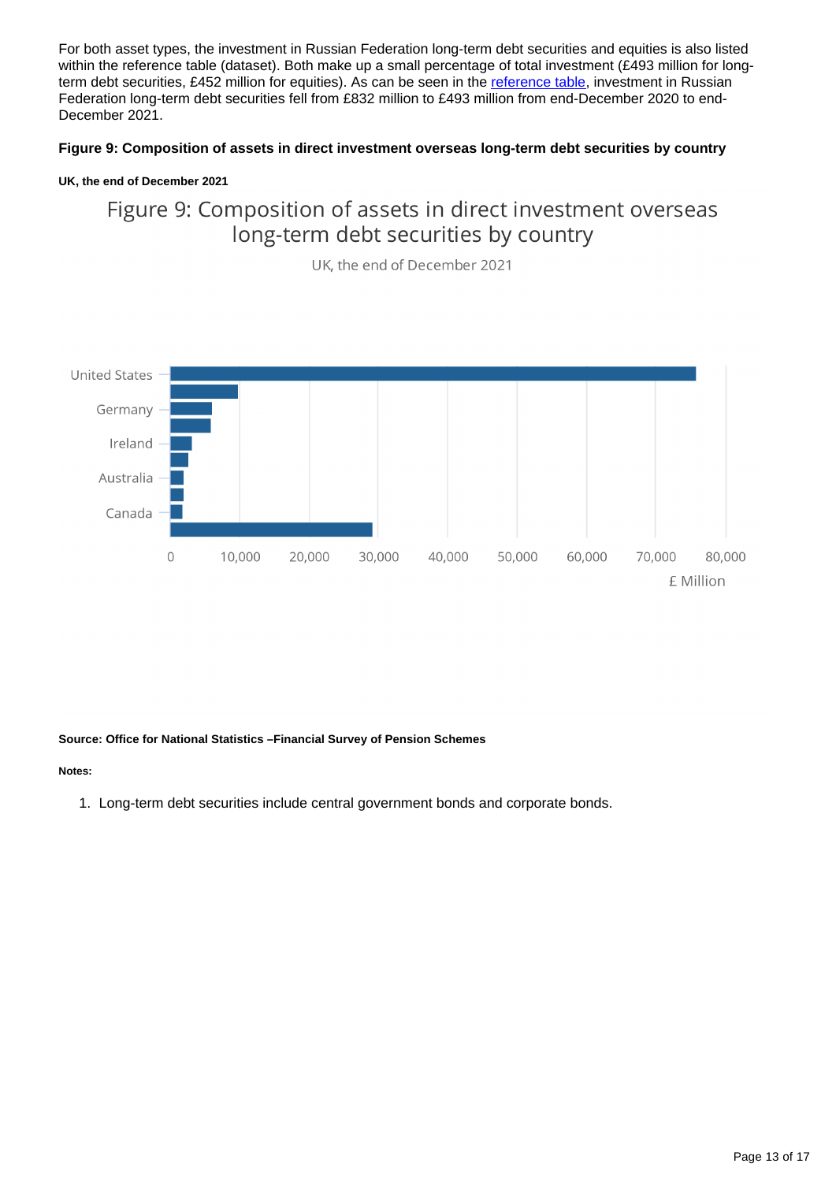For both asset types, the investment in Russian Federation long-term debt securities and equities is also listed within the reference table (dataset). Both make up a small percentage of total investment (£493 million for long-term debt securities, £452 million for equities). As can be seen in the reference table, investment in Russian Federation long-term debt securities fell from £832 million to £493 million from end-December 2020 to end-December 2021.

#### Figure 9: Composition of assets in direct investment overseas long-term debt securities by country

##### UK, the end of December 2021

Figure 9: Composition of assets in direct investment overseas long-term debt securities by country

UK, the end of December 2021

United States
Germany
Ireland
Australia
Canada

0 10,000 20,000 30,000 40,000 50,000 60,000 70,000 80,000

£ Million

**Source: Office for National Statistics –Financial Survey of Pension Schemes**

**Notes:**

1. Long-term debt securities include central government bonds and corporate bonds.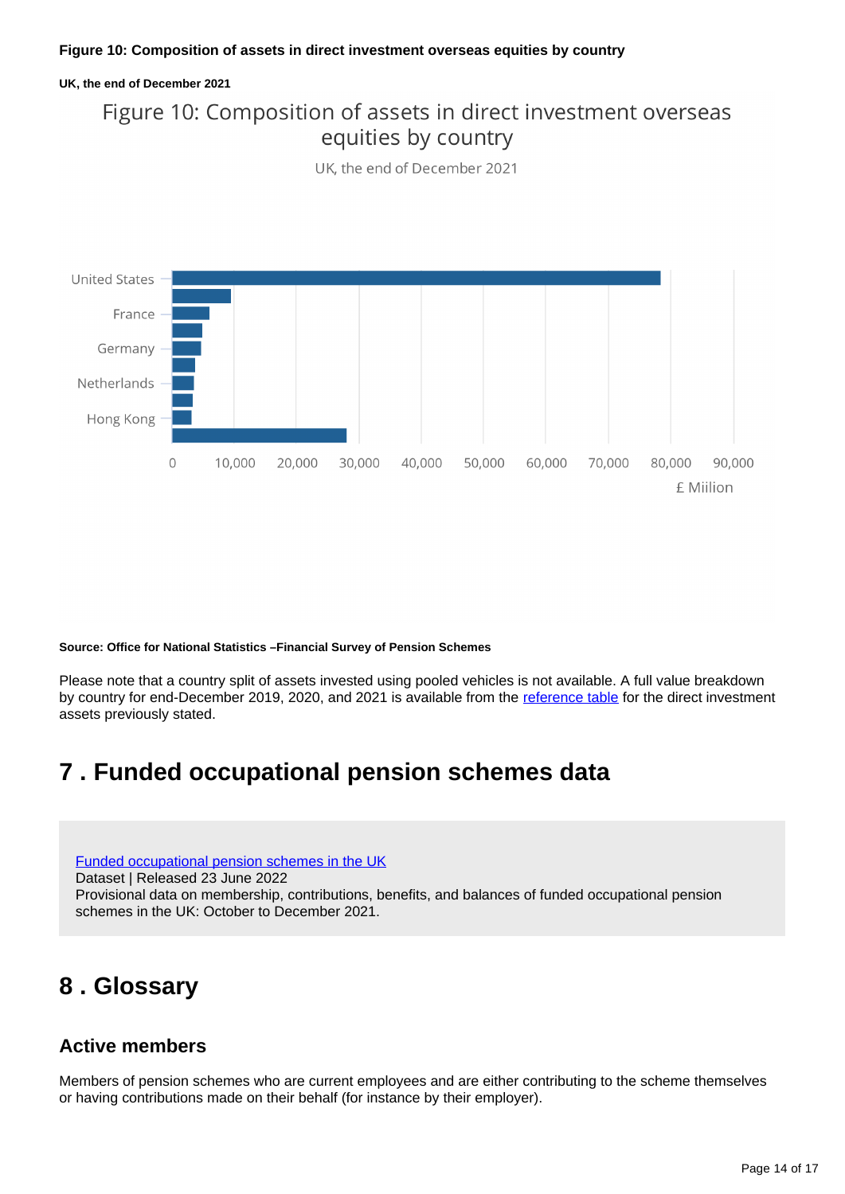**Figure 10: Composition of assets in direct investment overseas equities by country**

**UK, the end of December 2021**

Figure 10: Composition of assets in direct investment overseas equities by country

UK, the end of December 2021

United States
France
Germany
Netherlands
Hong Kong

0 10,000 20,000 30,000 40,000 50,000 60,000 70,000 80,000 90,000

£ Miilion

**Source: Office for National Statistics –Financial Survey of Pension Schemes**

Please note that a country split of assets invested using pooled vehicles is not available. A full value breakdown by country for end-December 2019, 2020, and 2021 is available from the reference table for the direct investment assets previously stated.

# 7 . Funded occupational pension schemes data

Funded occupational pension schemes in the UK
Dataset | Released 23 June 2022
Provisional data on membership, contributions, benefits, and balances of funded occupational pension schemes in the UK: October to December 2021.

# 8 . Glossary

## Active members

Members of pension schemes who are current employees and are either contributing to the scheme themselves or having contributions made on their behalf (for instance by their employer).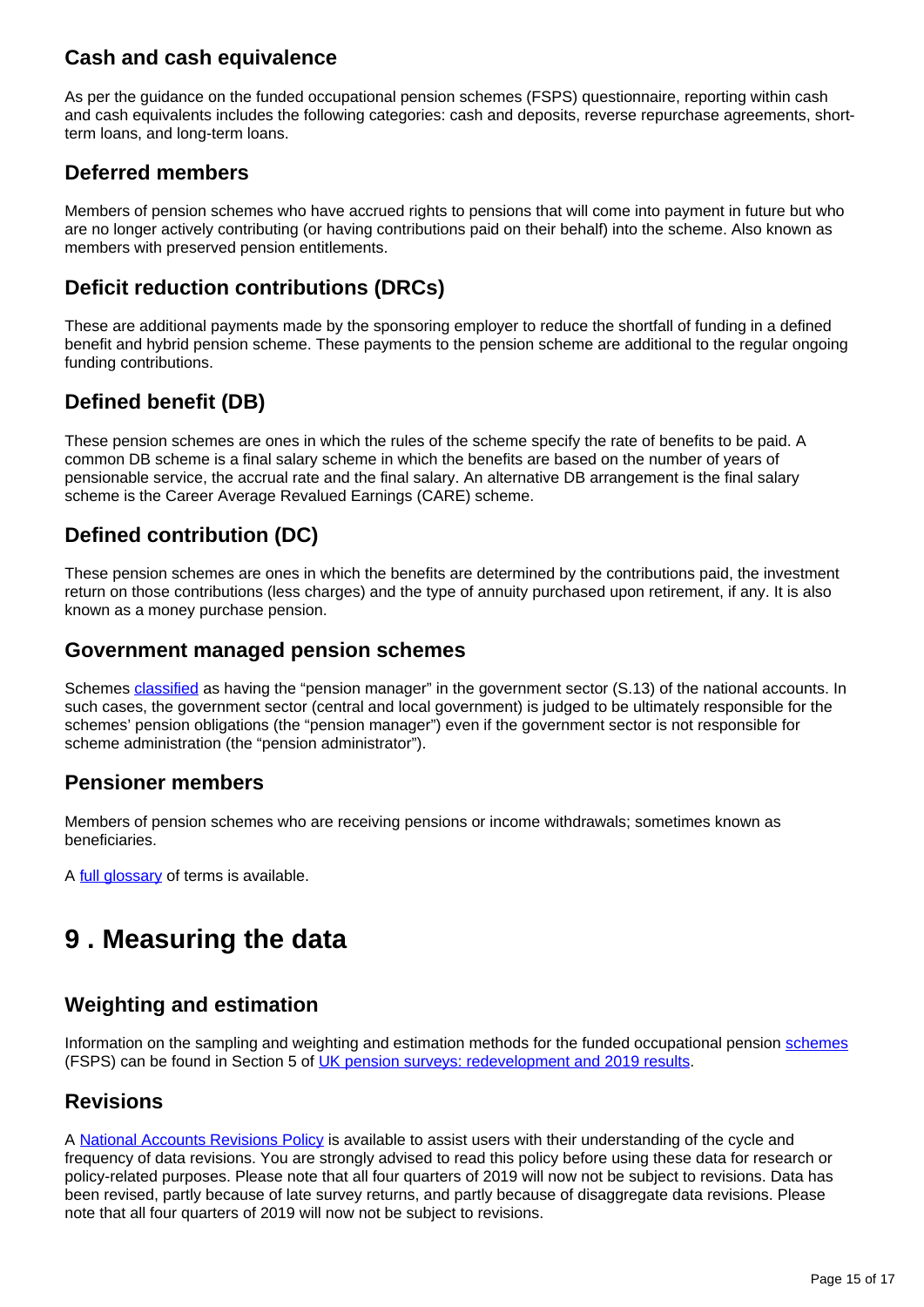### Cash and cash equivalence

As per the guidance on the funded occupational pension schemes (FSPS) questionnaire, reporting within cash and cash equivalents includes the following categories: cash and deposits, reverse repurchase agreements, short-term loans, and long-term loans.

### Deferred members

Members of pension schemes who have accrued rights to pensions that will come into payment in future but who are no longer actively contributing (or having contributions paid on their behalf) into the scheme. Also known as members with preserved pension entitlements.

### Deficit reduction contributions (DRCs)

These are additional payments made by the sponsoring employer to reduce the shortfall of funding in a defined benefit and hybrid pension scheme. These payments to the pension scheme are additional to the regular ongoing funding contributions.

### Defined benefit (DB)

These pension schemes are ones in which the rules of the scheme specify the rate of benefits to be paid. A common DB scheme is a final salary scheme in which the benefits are based on the number of years of pensionable service, the accrual rate and the final salary. An alternative DB arrangement is the final salary scheme is the Career Average Revalued Earnings (CARE) scheme.

### Defined contribution (DC)

These pension schemes are ones in which the benefits are determined by the contributions paid, the investment return on those contributions (less charges) and the type of annuity purchased upon retirement, if any. It is also known as a money purchase pension.

### Government managed pension schemes

Schemes [classified](#) as having the "pension manager" in the government sector (S.13) of the national accounts. In such cases, the government sector (central and local government) is judged to be ultimately responsible for the schemes' pension obligations (the "pension manager") even if the government sector is not responsible for scheme administration (the "pension administrator").

### Pensioner members

Members of pension schemes who are receiving pensions or income withdrawals; sometimes known as beneficiaries.

A [full glossary](#) of terms is available.

## 9 . Measuring the data

### Weighting and estimation

Information on the sampling and weighting and estimation methods for the funded occupational pension [schemes](#) (FSPS) can be found in Section 5 of [UK pension surveys: redevelopment and 2019 results](#).

### Revisions

A [National Accounts Revisions Policy](#) is available to assist users with their understanding of the cycle and frequency of data revisions. You are strongly advised to read this policy before using these data for research or policy-related purposes. Please note that all four quarters of 2019 will now not be subject to revisions. Data has been revised, partly because of late survey returns, and partly because of disaggregate data revisions. Please note that all four quarters of 2019 will now not be subject to revisions.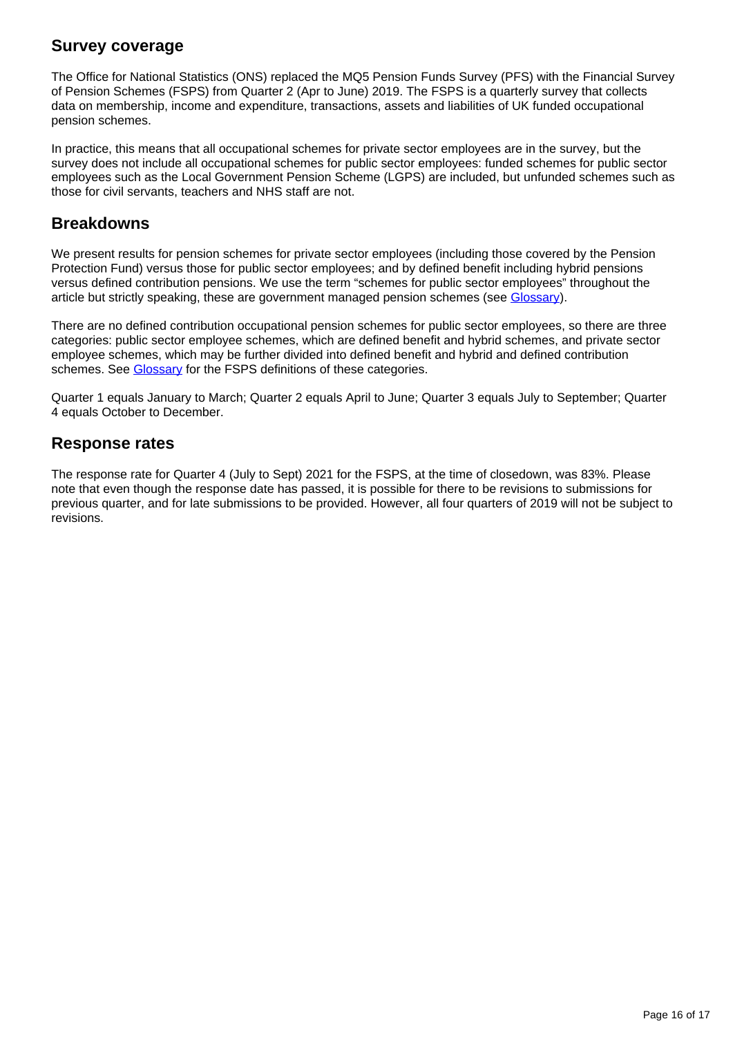## Survey coverage

The Office for National Statistics (ONS) replaced the MQ5 Pension Funds Survey (PFS) with the Financial Survey of Pension Schemes (FSPS) from Quarter 2 (Apr to June) 2019. The FSPS is a quarterly survey that collects data on membership, income and expenditure, transactions, assets and liabilities of UK funded occupational pension schemes.

In practice, this means that all occupational schemes for private sector employees are in the survey, but the survey does not include all occupational schemes for public sector employees: funded schemes for public sector employees such as the Local Government Pension Scheme (LGPS) are included, but unfunded schemes such as those for civil servants, teachers and NHS staff are not.

## Breakdowns

We present results for pension schemes for private sector employees (including those covered by the Pension Protection Fund) versus those for public sector employees; and by defined benefit including hybrid pensions versus defined contribution pensions. We use the term "schemes for public sector employees" throughout the article but strictly speaking, these are government managed pension schemes (see Glossary).

There are no defined contribution occupational pension schemes for public sector employees, so there are three categories: public sector employee schemes, which are defined benefit and hybrid schemes, and private sector employee schemes, which may be further divided into defined benefit and hybrid and defined contribution schemes. See Glossary for the FSPS definitions of these categories.

Quarter 1 equals January to March; Quarter 2 equals April to June; Quarter 3 equals July to September; Quarter 4 equals October to December.

## Response rates

The response rate for Quarter 4 (July to Sept) 2021 for the FSPS, at the time of closedown, was 83%. Please note that even though the response date has passed, it is possible for there to be revisions to submissions for previous quarter, and for late submissions to be provided. However, all four quarters of 2019 will not be subject to revisions.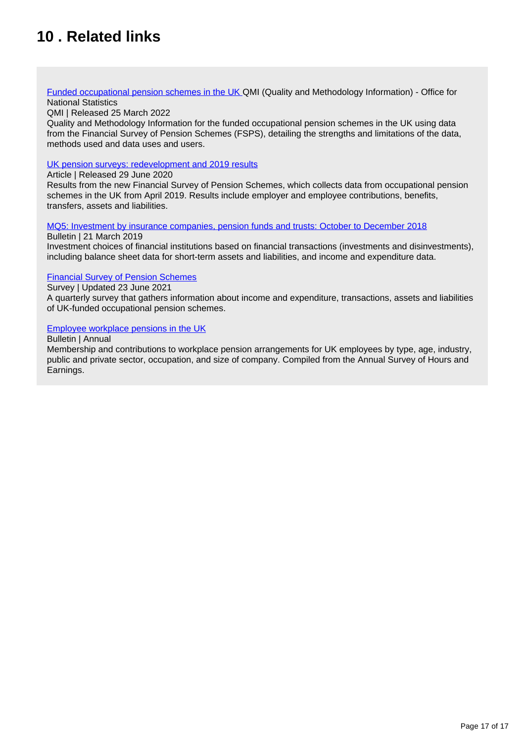## 10 . Related links

[Funded occupational pension schemes in the UK](#) QMI (Quality and Methodology Information) - Office for National Statistics
QMI | Released 25 March 2022
Quality and Methodology Information for the funded occupational pension schemes in the UK using data from the Financial Survey of Pension Schemes (FSPS), detailing the strengths and limitations of the data, methods used and data uses and users.

[UK pension surveys: redevelopment and 2019 results](#)
Article | Released 29 June 2020
Results from the new Financial Survey of Pension Schemes, which collects data from occupational pension schemes in the UK from April 2019. Results include employer and employee contributions, benefits, transfers, assets and liabilities.

[MQ5: Investment by insurance companies, pension funds and trusts: October to December 2018](#)
Bulletin | 21 March 2019
Investment choices of financial institutions based on financial transactions (investments and disinvestments), including balance sheet data for short-term assets and liabilities, and income and expenditure data.

[Financial Survey of Pension Schemes](#)
Survey | Updated 23 June 2021
A quarterly survey that gathers information about income and expenditure, transactions, assets and liabilities of UK-funded occupational pension schemes.

[Employee workplace pensions in the UK](#)
Bulletin | Annual
Membership and contributions to workplace pension arrangements for UK employees by type, age, industry, public and private sector, occupation, and size of company. Compiled from the Annual Survey of Hours and Earnings.